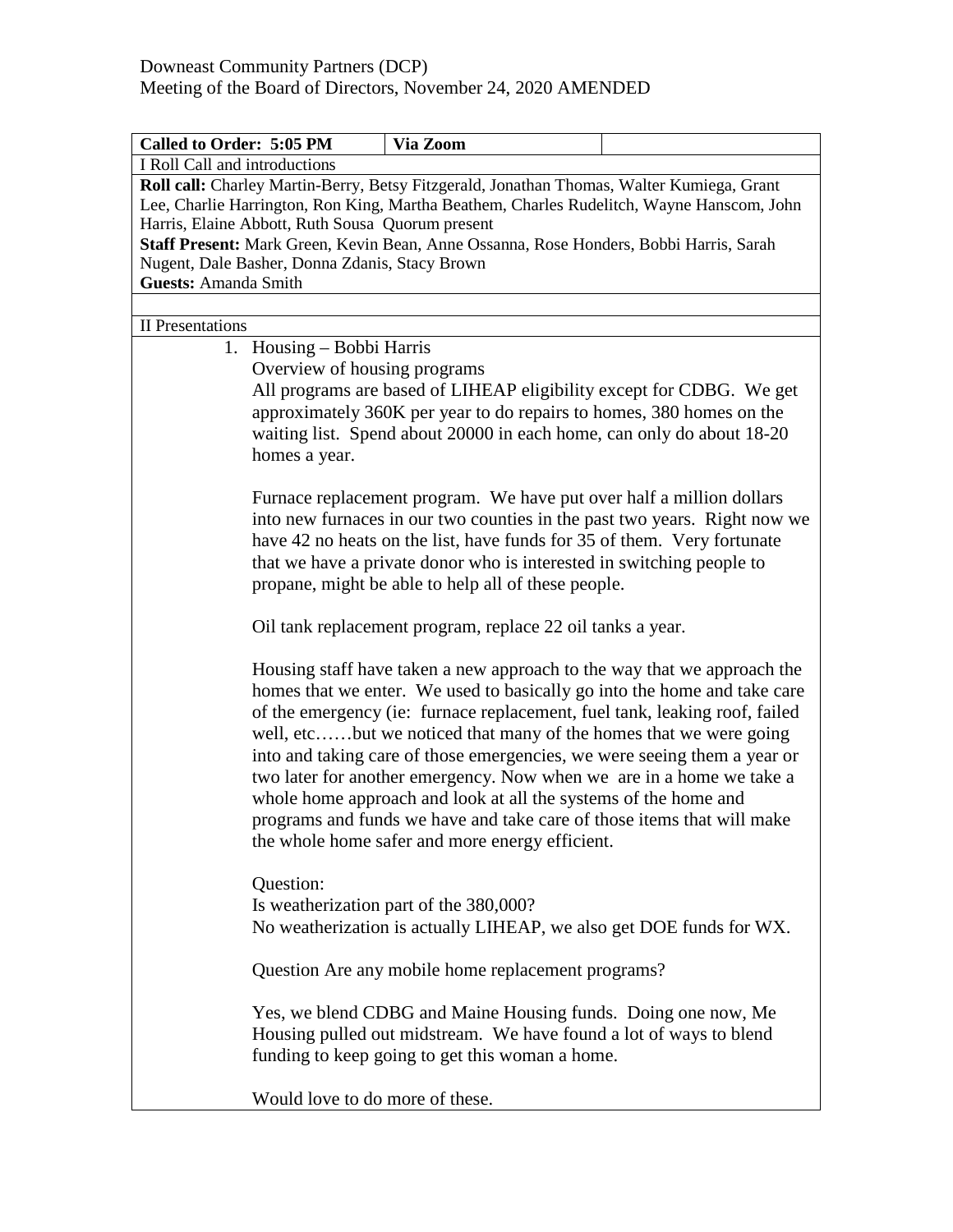Downeast Community Partners (DCP)
Meeting of the Board of Directors, November 24, 2020 AMENDED

| **Called to Order: 5:05 PM** | **Via Zoom** | |
|---|---|---|

I Roll Call and introductions

**Roll call:** Charley Martin-Berry, Betsy Fitzgerald, Jonathan Thomas, Walter Kumiega, Grant Lee, Charlie Harrington, Ron King, Martha Beathem, Charles Rudelitch, Wayne Hanscom, John Harris, Elaine Abbott, Ruth Sousa Quorum present
**Staff Present:** Mark Green, Kevin Bean, Anne Ossanna, Rose Honders, Bobbi Harris, Sarah Nugent, Dale Basher, Donna Zdanis, Stacy Brown
**Guests:** Amanda Smith

II Presentations

1. Housing – Bobbi Harris

   Overview of housing programs

   All programs are based of LIHEAP eligibility except for CDBG. We get approximately 360K per year to do repairs to homes, 380 homes on the waiting list. Spend about 20000 in each home, can only do about 18-20 homes a year.

   Furnace replacement program. We have put over half a million dollars into new furnaces in our two counties in the past two years. Right now we have 42 no heats on the list, have funds for 35 of them. Very fortunate that we have a private donor who is interested in switching people to propane, might be able to help all of these people.

   Oil tank replacement program, replace 22 oil tanks a year.

   Housing staff have taken a new approach to the way that we approach the homes that we enter. We used to basically go into the home and take care of the emergency (ie: furnace replacement, fuel tank, leaking roof, failed well, etc……but we noticed that many of the homes that we were going into and taking care of those emergencies, we were seeing them a year or two later for another emergency. Now when we are in a home we take a whole home approach and look at all the systems of the home and programs and funds we have and take care of those items that will make the whole home safer and more energy efficient.

   Question:
   Is weatherization part of the 380,000?
   No weatherization is actually LIHEAP, we also get DOE funds for WX.

   Question Are any mobile home replacement programs?

   Yes, we blend CDBG and Maine Housing funds. Doing one now, Me Housing pulled out midstream. We have found a lot of ways to blend funding to keep going to get this woman a home.

   Would love to do more of these.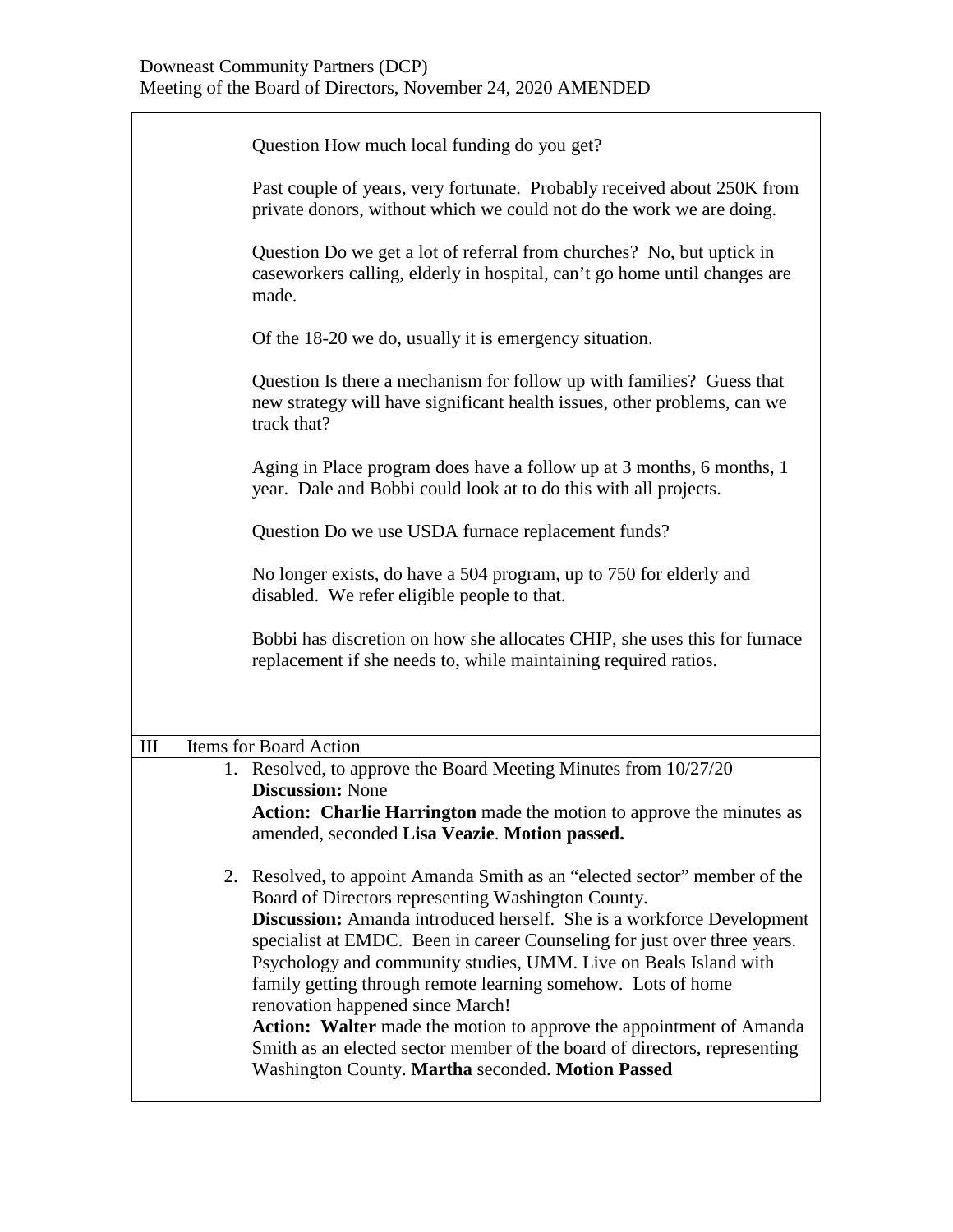Question How much local funding do you get?

Past couple of years, very fortunate. Probably received about 250K from private donors, without which we could not do the work we are doing.

Question Do we get a lot of referral from churches? No, but uptick in caseworkers calling, elderly in hospital, can't go home until changes are made.

Of the 18-20 we do, usually it is emergency situation.

Question Is there a mechanism for follow up with families? Guess that new strategy will have significant health issues, other problems, can we track that?

Aging in Place program does have a follow up at 3 months, 6 months, 1 year. Dale and Bobbi could look at to do this with all projects.

Question Do we use USDA furnace replacement funds?

No longer exists, do have a 504 program, up to 750 for elderly and disabled. We refer eligible people to that.

Bobbi has discretion on how she allocates CHIP, she uses this for furnace replacement if she needs to, while maintaining required ratios.

## III Items for Board Action

1. Resolved, to approve the Board Meeting Minutes from 10/27/20
   **Discussion:** None
   **Action: Charlie Harrington** made the motion to approve the minutes as amended, seconded **Lisa Veazie**. **Motion passed.**

2. Resolved, to appoint Amanda Smith as an "elected sector" member of the Board of Directors representing Washington County.
   **Discussion:** Amanda introduced herself. She is a workforce Development specialist at EMDC. Been in career Counseling for just over three years. Psychology and community studies, UMM. Live on Beals Island with family getting through remote learning somehow. Lots of home renovation happened since March!
   **Action: Walter** made the motion to approve the appointment of Amanda Smith as an elected sector member of the board of directors, representing Washington County. **Martha** seconded. **Motion Passed**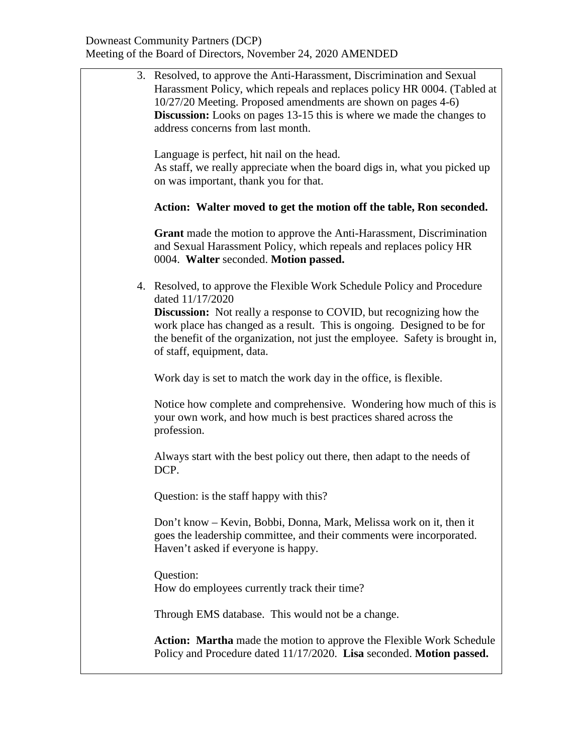3. Resolved, to approve the Anti-Harassment, Discrimination and Sexual Harassment Policy, which repeals and replaces policy HR 0004. (Tabled at 10/27/20 Meeting. Proposed amendments are shown on pages 4-6)
   **Discussion:** Looks on pages 13-15 this is where we made the changes to address concerns from last month.

   Language is perfect, hit nail on the head.
   As staff, we really appreciate when the board digs in, what you picked up on was important, thank you for that.

   **Action: Walter moved to get the motion off the table, Ron seconded.**

   **Grant** made the motion to approve the Anti-Harassment, Discrimination and Sexual Harassment Policy, which repeals and replaces policy HR 0004. **Walter** seconded. **Motion passed.**

4. Resolved, to approve the Flexible Work Schedule Policy and Procedure dated 11/17/2020
   **Discussion:** Not really a response to COVID, but recognizing how the work place has changed as a result. This is ongoing. Designed to be for the benefit of the organization, not just the employee. Safety is brought in, of staff, equipment, data.

   Work day is set to match the work day in the office, is flexible.

   Notice how complete and comprehensive. Wondering how much of this is your own work, and how much is best practices shared across the profession.

   Always start with the best policy out there, then adapt to the needs of DCP.

   Question: is the staff happy with this?

   Don't know – Kevin, Bobbi, Donna, Mark, Melissa work on it, then it goes the leadership committee, and their comments were incorporated. Haven't asked if everyone is happy.

   Question:
   How do employees currently track their time?

   Through EMS database. This would not be a change.

   **Action: Martha** made the motion to approve the Flexible Work Schedule Policy and Procedure dated 11/17/2020. **Lisa** seconded. **Motion passed.**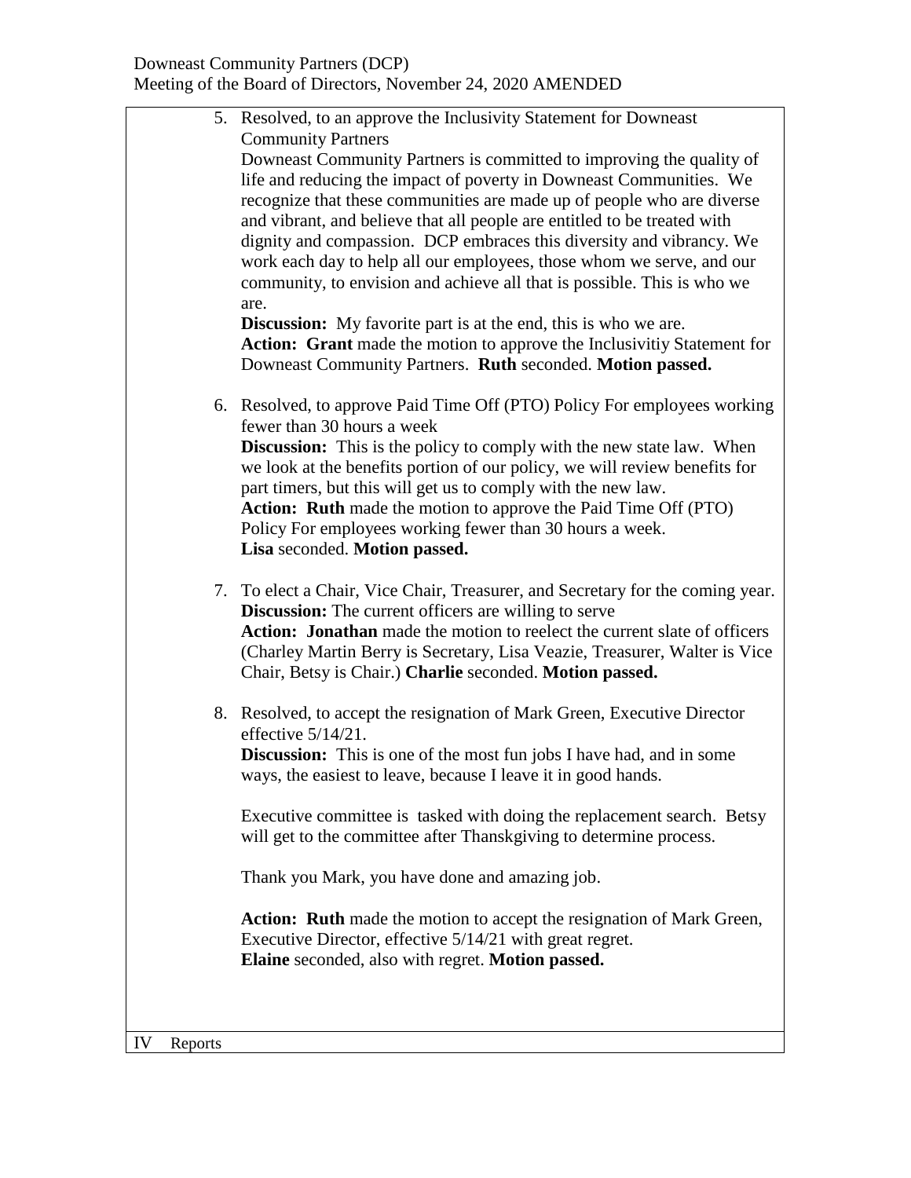5. Resolved, to an approve the Inclusivity Statement for Downeast Community Partners
   Downeast Community Partners is committed to improving the quality of life and reducing the impact of poverty in Downeast Communities. We recognize that these communities are made up of people who are diverse and vibrant, and believe that all people are entitled to be treated with dignity and compassion. DCP embraces this diversity and vibrancy. We work each day to help all our employees, those whom we serve, and our community, to envision and achieve all that is possible. This is who we are.
   **Discussion:** My favorite part is at the end, this is who we are.
   **Action: Grant** made the motion to approve the Inclusivitiy Statement for Downeast Community Partners. **Ruth** seconded. **Motion passed.**

6. Resolved, to approve Paid Time Off (PTO) Policy For employees working fewer than 30 hours a week
   **Discussion:** This is the policy to comply with the new state law. When we look at the benefits portion of our policy, we will review benefits for part timers, but this will get us to comply with the new law.
   **Action: Ruth** made the motion to approve the Paid Time Off (PTO) Policy For employees working fewer than 30 hours a week.
   **Lisa** seconded. **Motion passed.**

7. To elect a Chair, Vice Chair, Treasurer, and Secretary for the coming year.
   **Discussion:** The current officers are willing to serve
   **Action: Jonathan** made the motion to reelect the current slate of officers (Charley Martin Berry is Secretary, Lisa Veazie, Treasurer, Walter is Vice Chair, Betsy is Chair.) **Charlie** seconded. **Motion passed.**

8. Resolved, to accept the resignation of Mark Green, Executive Director effective 5/14/21.
   **Discussion:** This is one of the most fun jobs I have had, and in some ways, the easiest to leave, because I leave it in good hands.

   Executive committee is tasked with doing the replacement search. Betsy will get to the committee after Thanskgiving to determine process.

   Thank you Mark, you have done and amazing job.

   **Action: Ruth** made the motion to accept the resignation of Mark Green, Executive Director, effective 5/14/21 with great regret.
   **Elaine** seconded, also with regret. **Motion passed.**

IV Reports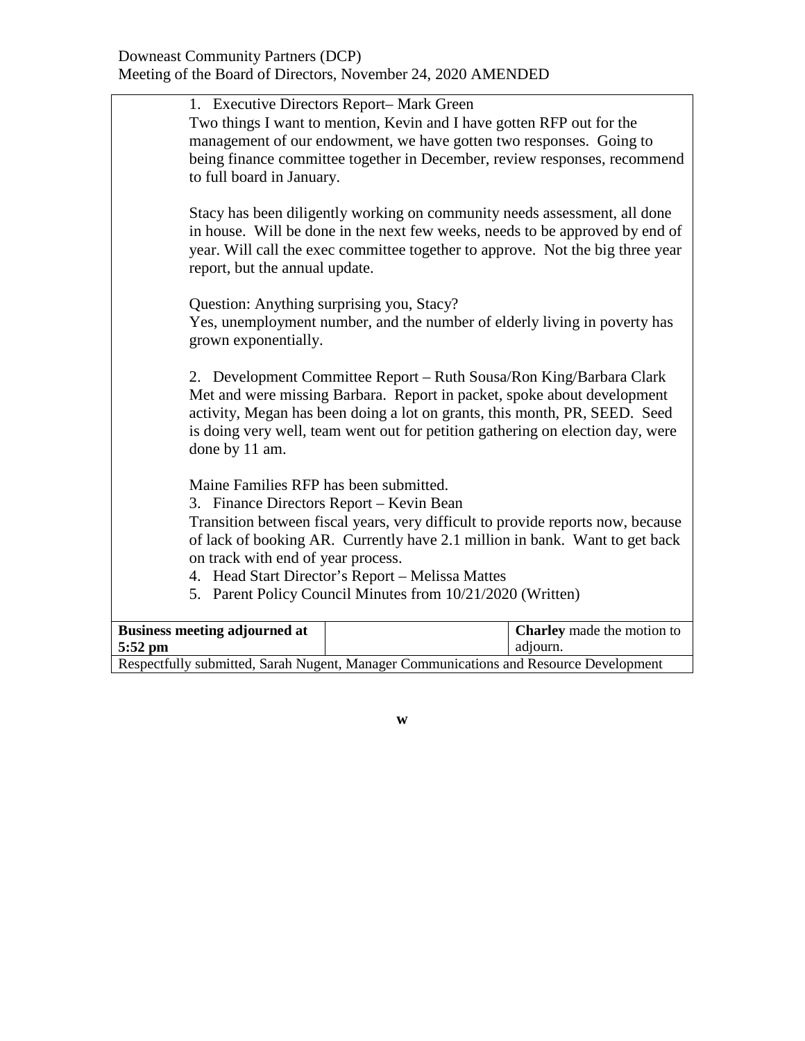Downeast Community Partners (DCP)
Meeting of the Board of Directors, November 24, 2020 AMENDED

1. Executive Directors Report– Mark Green

Two things I want to mention, Kevin and I have gotten RFP out for the management of our endowment, we have gotten two responses. Going to being finance committee together in December, review responses, recommend to full board in January.

Stacy has been diligently working on community needs assessment, all done in house. Will be done in the next few weeks, needs to be approved by end of year. Will call the exec committee together to approve. Not the big three year report, but the annual update.

Question: Anything surprising you, Stacy?
Yes, unemployment number, and the number of elderly living in poverty has grown exponentially.

2. Development Committee Report – Ruth Sousa/Ron King/Barbara Clark

Met and were missing Barbara. Report in packet, spoke about development activity, Megan has been doing a lot on grants, this month, PR, SEED. Seed is doing very well, team went out for petition gathering on election day, were done by 11 am.

Maine Families RFP has been submitted.

3. Finance Directors Report – Kevin Bean

Transition between fiscal years, very difficult to provide reports now, because of lack of booking AR. Currently have 2.1 million in bank. Want to get back on track with end of year process.

4. Head Start Director's Report – Melissa Mattes
5. Parent Policy Council Minutes from 10/21/2020 (Written)

| | | |
|---|---|---|
| **Business meeting adjourned at 5:52 pm** | | **Charley** made the motion to adjourn. |

Respectfully submitted, Sarah Nugent, Manager Communications and Resource Development

**w**